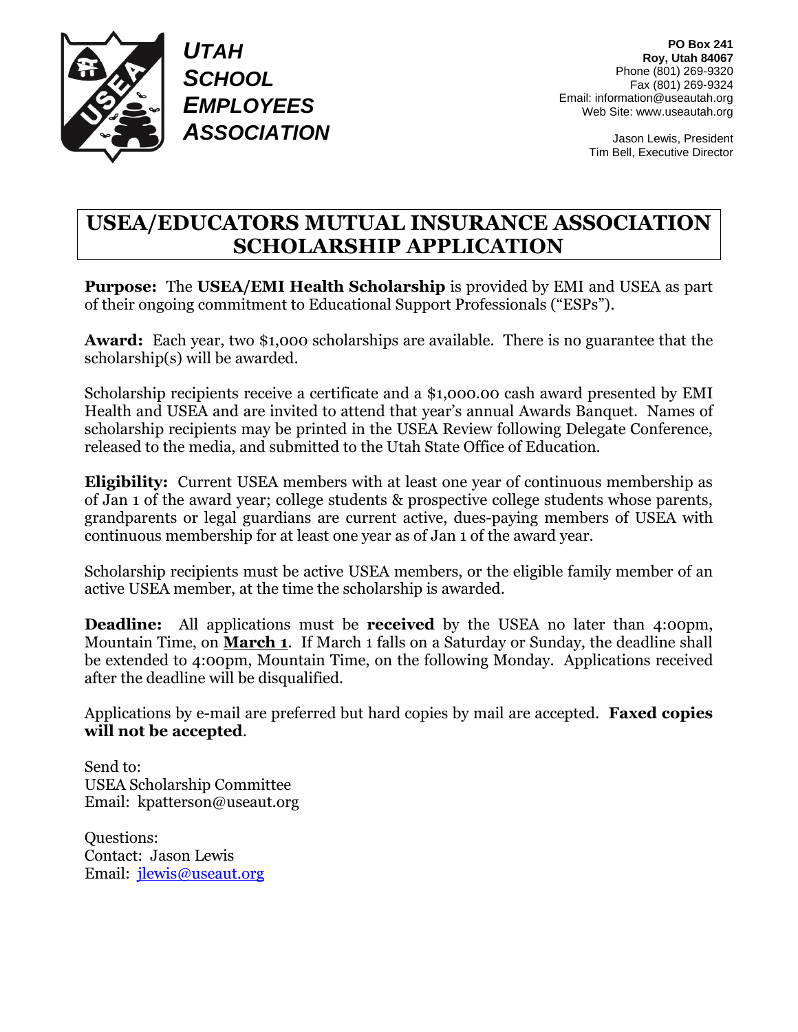**UTAH SCHOOL EMPLOYEES ASSOCIATION**

**PO Box 241**
**Roy, Utah 84067**
Phone (801) 269-9320
Fax (801) 269-9324
Email: information@useautah.org
Web Site: www.useautah.org

Jason Lewis, President
Tim Bell, Executive Director

# USEA/EDUCATORS MUTUAL INSURANCE ASSOCIATION SCHOLARSHIP APPLICATION

**Purpose:** The **USEA/EMI Health Scholarship** is provided by EMI and USEA as part of their ongoing commitment to Educational Support Professionals ("ESPs").

**Award:** Each year, two $1,000 scholarships are available. There is no guarantee that the scholarship(s) will be awarded.

Scholarship recipients receive a certificate and a $1,000.00 cash award presented by EMI Health and USEA and are invited to attend that year's annual Awards Banquet. Names of scholarship recipients may be printed in the USEA Review following Delegate Conference, released to the media, and submitted to the Utah State Office of Education.

**Eligibility:** Current USEA members with at least one year of continuous membership as of Jan 1 of the award year; college students & prospective college students whose parents, grandparents or legal guardians are current active, dues-paying members of USEA with continuous membership for at least one year as of Jan 1 of the award year.

Scholarship recipients must be active USEA members, or the eligible family member of an active USEA member, at the time the scholarship is awarded.

**Deadline:** All applications must be **received** by the USEA no later than 4:00pm, Mountain Time, on **March 1**. If March 1 falls on a Saturday or Sunday, the deadline shall be extended to 4:00pm, Mountain Time, on the following Monday. Applications received after the deadline will be disqualified.

Applications by e-mail are preferred but hard copies by mail are accepted. **Faxed copies will not be accepted**.

Send to:
USEA Scholarship Committee
Email: kpatterson@useaut.org

Questions:
Contact: Jason Lewis
Email: jlewis@useaut.org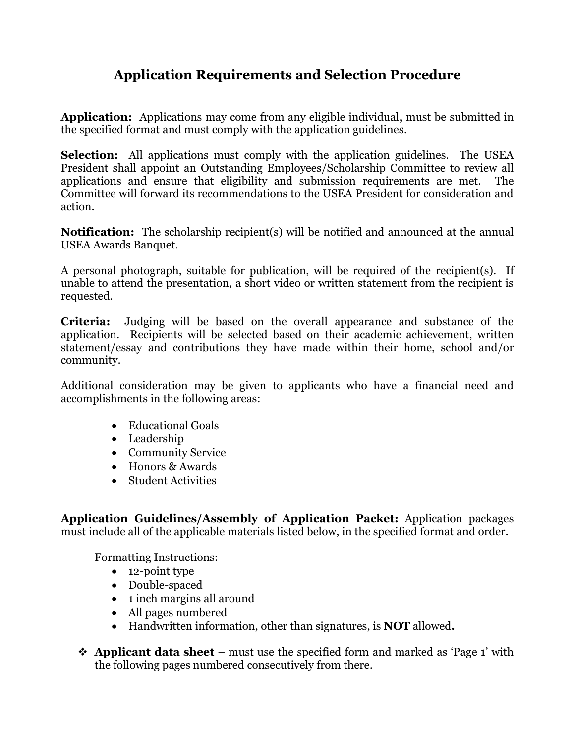# Application Requirements and Selection Procedure

**Application:** Applications may come from any eligible individual, must be submitted in the specified format and must comply with the application guidelines.

**Selection:** All applications must comply with the application guidelines. The USEA President shall appoint an Outstanding Employees/Scholarship Committee to review all applications and ensure that eligibility and submission requirements are met. The Committee will forward its recommendations to the USEA President for consideration and action.

**Notification:** The scholarship recipient(s) will be notified and announced at the annual USEA Awards Banquet.

A personal photograph, suitable for publication, will be required of the recipient(s). If unable to attend the presentation, a short video or written statement from the recipient is requested.

**Criteria:** Judging will be based on the overall appearance and substance of the application. Recipients will be selected based on their academic achievement, written statement/essay and contributions they have made within their home, school and/or community.

Additional consideration may be given to applicants who have a financial need and accomplishments in the following areas:

- Educational Goals
- Leadership
- Community Service
- Honors & Awards
- Student Activities

**Application Guidelines/Assembly of Application Packet:** Application packages must include all of the applicable materials listed below, in the specified format and order.

Formatting Instructions:

- 12-point type
- Double-spaced
- 1 inch margins all around
- All pages numbered
- Handwritten information, other than signatures, is **NOT** allowed**.**

- **Applicant data sheet** – must use the specified form and marked as 'Page 1' with the following pages numbered consecutively from there.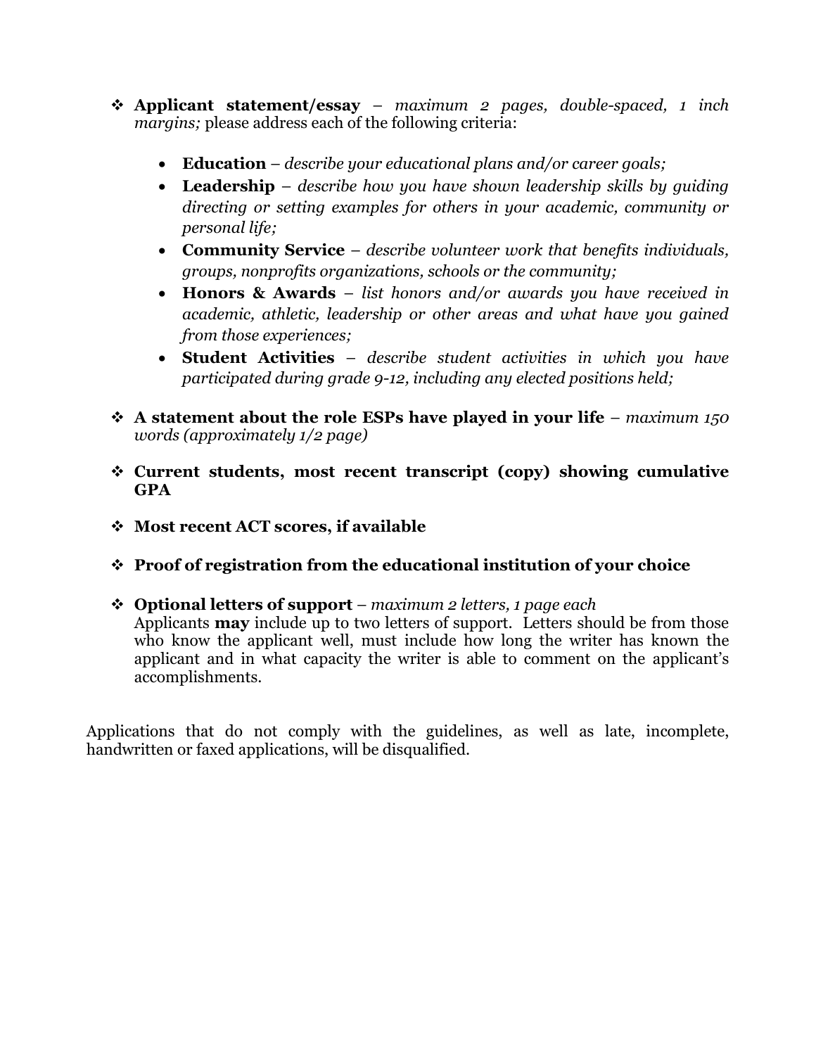- **Applicant statement/essay** – *maximum 2 pages, double-spaced, 1 inch margins;* please address each of the following criteria:

    - **Education** – *describe your educational plans and/or career goals;*
    - **Leadership** – *describe how you have shown leadership skills by guiding directing or setting examples for others in your academic, community or personal life;*
    - **Community Service** – *describe volunteer work that benefits individuals, groups, nonprofits organizations, schools or the community;*
    - **Honors & Awards** – *list honors and/or awards you have received in academic, athletic, leadership or other areas and what have you gained from those experiences;*
    - **Student Activities** – *describe student activities in which you have participated during grade 9-12, including any elected positions held;*

- **A statement about the role ESPs have played in your life** – *maximum 150 words (approximately 1/2 page)*

- **Current students, most recent transcript (copy) showing cumulative GPA**

- **Most recent ACT scores, if available**

- **Proof of registration from the educational institution of your choice**

- **Optional letters of support** – *maximum 2 letters, 1 page each*
  Applicants **may** include up to two letters of support. Letters should be from those who know the applicant well, must include how long the writer has known the applicant and in what capacity the writer is able to comment on the applicant's accomplishments.

Applications that do not comply with the guidelines, as well as late, incomplete, handwritten or faxed applications, will be disqualified.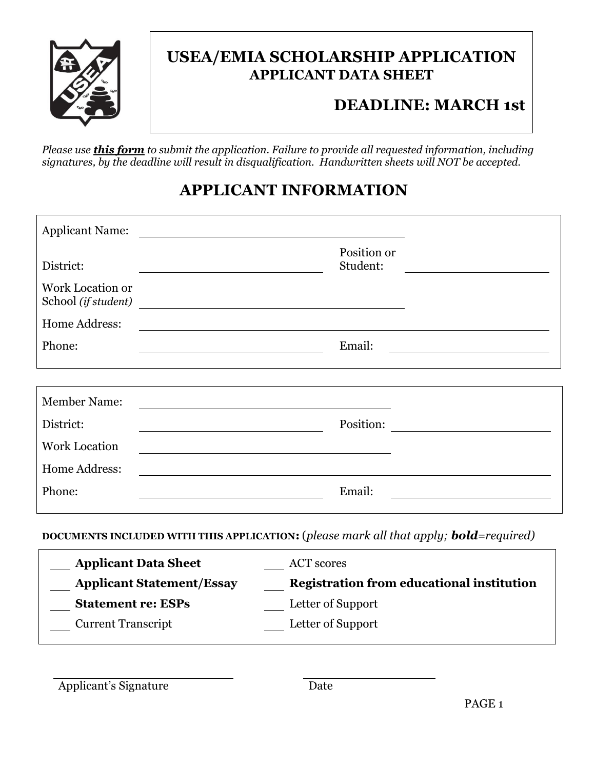# USEA/EMIA SCHOLARSHIP APPLICATION

## APPLICANT DATA SHEET

## DEADLINE: MARCH 1st

*Please use **this form** to submit the application. Failure to provide all requested information, including signatures, by the deadline will result in disqualification. Handwritten sheets will NOT be accepted.*

## APPLICANT INFORMATION

Applicant Name: ______________________________

District: ____________________ Position or Student: ____________________

Work Location or School *(if student)* ______________________________

Home Address: ______________________________

Phone: ____________________ Email: ____________________

Member Name: ______________________________

District: ____________________ Position: ____________________

Work Location ______________________________

Home Address: ______________________________

Phone: ____________________ Email: ____________________

**DOCUMENTS INCLUDED WITH THIS APPLICATION:** (*please mark all that apply; **bold**=required)*

| | |
|---|---|
| ___ **Applicant Data Sheet** | ___ ACT scores |
| ___ **Applicant Statement/Essay** | ___ **Registration from educational institution** |
| ___ **Statement re: ESPs** | ___ Letter of Support |
| ___ Current Transcript | ___ Letter of Support |

____________________ ____________________

Applicant's Signature Date